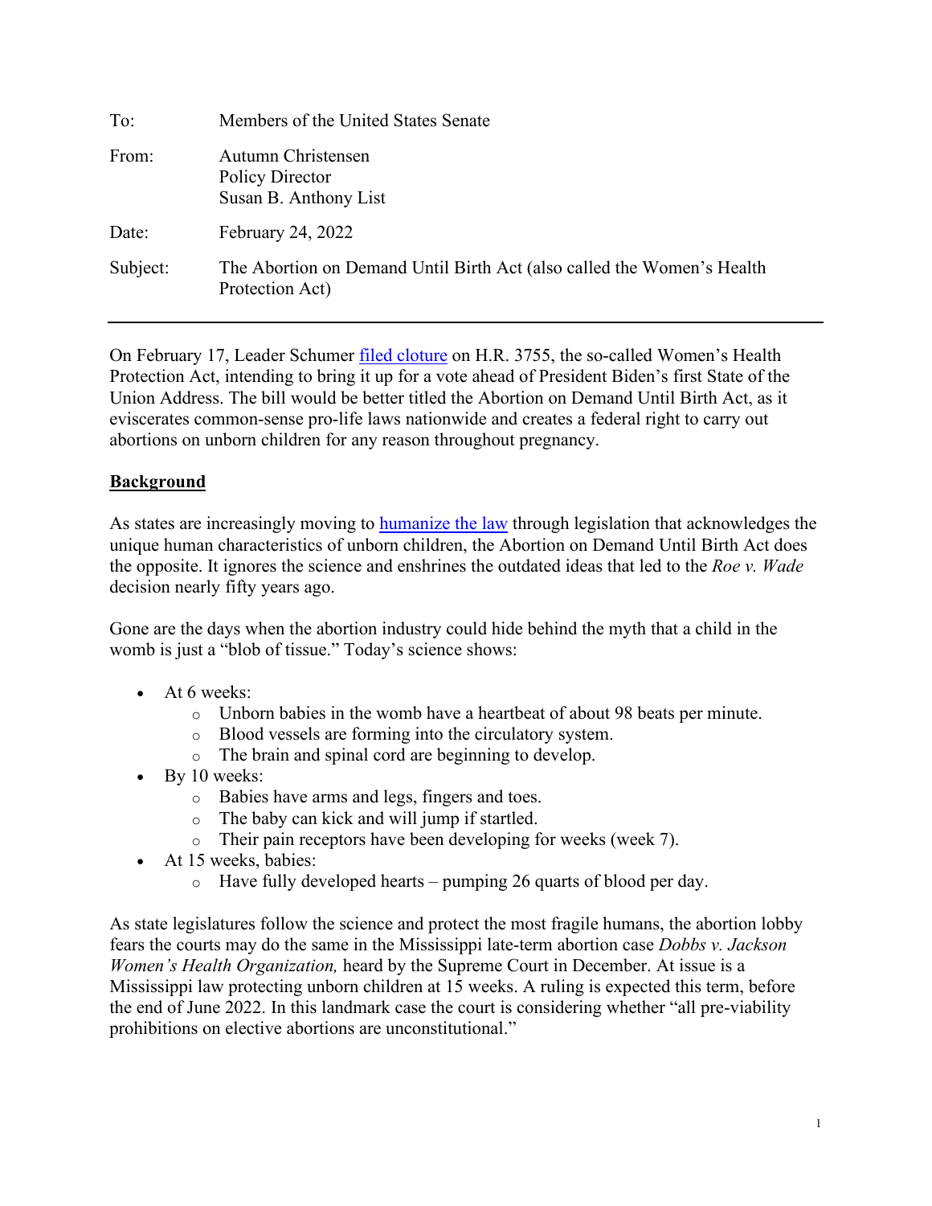| To: | Members of the United States Senate |
| --- | --- |
| From: | Autumn Christensen<br>Policy Director<br>Susan B. Anthony List |
| Date: | February 24, 2022 |
| Subject: | The Abortion on Demand Until Birth Act (also called the Women's Health Protection Act) |

---

On February 17, Leader Schumer [filed cloture] on H.R. 3755, the so-called Women's Health Protection Act, intending to bring it up for a vote ahead of President Biden's first State of the Union Address. The bill would be better titled the Abortion on Demand Until Birth Act, as it eviscerates common-sense pro-life laws nationwide and creates a federal right to carry out abortions on unborn children for any reason throughout pregnancy.

## Background

As states are increasingly moving to [humanize the law] through legislation that acknowledges the unique human characteristics of unborn children, the Abortion on Demand Until Birth Act does the opposite. It ignores the science and enshrines the outdated ideas that led to the *Roe v. Wade* decision nearly fifty years ago.

Gone are the days when the abortion industry could hide behind the myth that a child in the womb is just a "blob of tissue." Today's science shows:

- At 6 weeks:
  - Unborn babies in the womb have a heartbeat of about 98 beats per minute.
  - Blood vessels are forming into the circulatory system.
  - The brain and spinal cord are beginning to develop.
- By 10 weeks:
  - Babies have arms and legs, fingers and toes.
  - The baby can kick and will jump if startled.
  - Their pain receptors have been developing for weeks (week 7).
- At 15 weeks, babies:
  - Have fully developed hearts – pumping 26 quarts of blood per day.

As state legislatures follow the science and protect the most fragile humans, the abortion lobby fears the courts may do the same in the Mississippi late-term abortion case *Dobbs v. Jackson Women's Health Organization,* heard by the Supreme Court in December. At issue is a Mississippi law protecting unborn children at 15 weeks. A ruling is expected this term, before the end of June 2022. In this landmark case the court is considering whether "all pre-viability prohibitions on elective abortions are unconstitutional."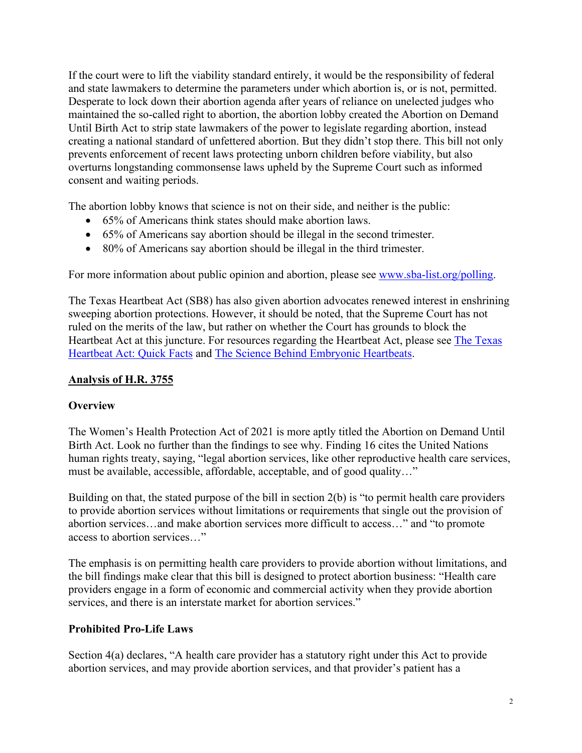If the court were to lift the viability standard entirely, it would be the responsibility of federal and state lawmakers to determine the parameters under which abortion is, or is not, permitted. Desperate to lock down their abortion agenda after years of reliance on unelected judges who maintained the so-called right to abortion, the abortion lobby created the Abortion on Demand Until Birth Act to strip state lawmakers of the power to legislate regarding abortion, instead creating a national standard of unfettered abortion. But they didn't stop there. This bill not only prevents enforcement of recent laws protecting unborn children before viability, but also overturns longstanding commonsense laws upheld by the Supreme Court such as informed consent and waiting periods.

The abortion lobby knows that science is not on their side, and neither is the public:

- 65% of Americans think states should make abortion laws.
- 65% of Americans say abortion should be illegal in the second trimester.
- 80% of Americans say abortion should be illegal in the third trimester.

For more information about public opinion and abortion, please see [www.sba-list.org/polling](www.sba-list.org/polling).

The Texas Heartbeat Act (SB8) has also given abortion advocates renewed interest in enshrining sweeping abortion protections. However, it should be noted, that the Supreme Court has not ruled on the merits of the law, but rather on whether the Court has grounds to block the Heartbeat Act at this juncture. For resources regarding the Heartbeat Act, please see The Texas Heartbeat Act: Quick Facts and The Science Behind Embryonic Heartbeats.

## Analysis of H.R. 3755

### Overview

The Women's Health Protection Act of 2021 is more aptly titled the Abortion on Demand Until Birth Act. Look no further than the findings to see why. Finding 16 cites the United Nations human rights treaty, saying, "legal abortion services, like other reproductive health care services, must be available, accessible, affordable, acceptable, and of good quality…"

Building on that, the stated purpose of the bill in section 2(b) is "to permit health care providers to provide abortion services without limitations or requirements that single out the provision of abortion services…and make abortion services more difficult to access…" and "to promote access to abortion services…"

The emphasis is on permitting health care providers to provide abortion without limitations, and the bill findings make clear that this bill is designed to protect abortion business: "Health care providers engage in a form of economic and commercial activity when they provide abortion services, and there is an interstate market for abortion services."

### Prohibited Pro-Life Laws

Section 4(a) declares, "A health care provider has a statutory right under this Act to provide abortion services, and may provide abortion services, and that provider's patient has a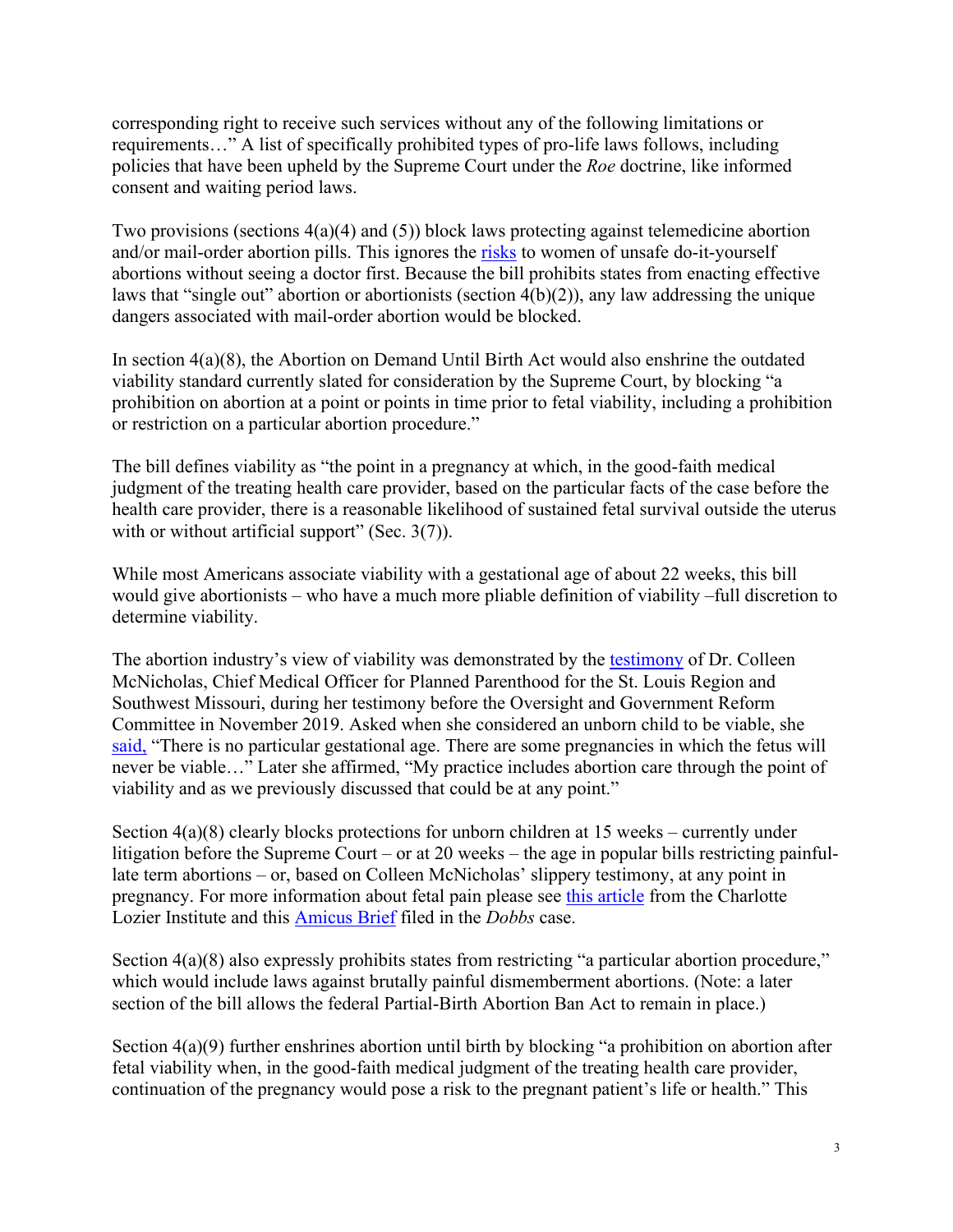corresponding right to receive such services without any of the following limitations or requirements…" A list of specifically prohibited types of pro-life laws follows, including policies that have been upheld by the Supreme Court under the *Roe* doctrine, like informed consent and waiting period laws.

Two provisions (sections 4(a)(4) and (5)) block laws protecting against telemedicine abortion and/or mail-order abortion pills. This ignores the risks to women of unsafe do-it-yourself abortions without seeing a doctor first. Because the bill prohibits states from enacting effective laws that "single out" abortion or abortionists (section 4(b)(2)), any law addressing the unique dangers associated with mail-order abortion would be blocked.

In section 4(a)(8), the Abortion on Demand Until Birth Act would also enshrine the outdated viability standard currently slated for consideration by the Supreme Court, by blocking "a prohibition on abortion at a point or points in time prior to fetal viability, including a prohibition or restriction on a particular abortion procedure."

The bill defines viability as "the point in a pregnancy at which, in the good-faith medical judgment of the treating health care provider, based on the particular facts of the case before the health care provider, there is a reasonable likelihood of sustained fetal survival outside the uterus with or without artificial support" (Sec. 3(7)).

While most Americans associate viability with a gestational age of about 22 weeks, this bill would give abortionists – who have a much more pliable definition of viability –full discretion to determine viability.

The abortion industry's view of viability was demonstrated by the testimony of Dr. Colleen McNicholas, Chief Medical Officer for Planned Parenthood for the St. Louis Region and Southwest Missouri, during her testimony before the Oversight and Government Reform Committee in November 2019. Asked when she considered an unborn child to be viable, she said, "There is no particular gestational age. There are some pregnancies in which the fetus will never be viable…" Later she affirmed, "My practice includes abortion care through the point of viability and as we previously discussed that could be at any point."

Section 4(a)(8) clearly blocks protections for unborn children at 15 weeks – currently under litigation before the Supreme Court – or at 20 weeks – the age in popular bills restricting painful-late term abortions – or, based on Colleen McNicholas' slippery testimony, at any point in pregnancy. For more information about fetal pain please see this article from the Charlotte Lozier Institute and this Amicus Brief filed in the *Dobbs* case.

Section 4(a)(8) also expressly prohibits states from restricting "a particular abortion procedure," which would include laws against brutally painful dismemberment abortions. (Note: a later section of the bill allows the federal Partial-Birth Abortion Ban Act to remain in place.)

Section 4(a)(9) further enshrines abortion until birth by blocking "a prohibition on abortion after fetal viability when, in the good-faith medical judgment of the treating health care provider, continuation of the pregnancy would pose a risk to the pregnant patient's life or health." This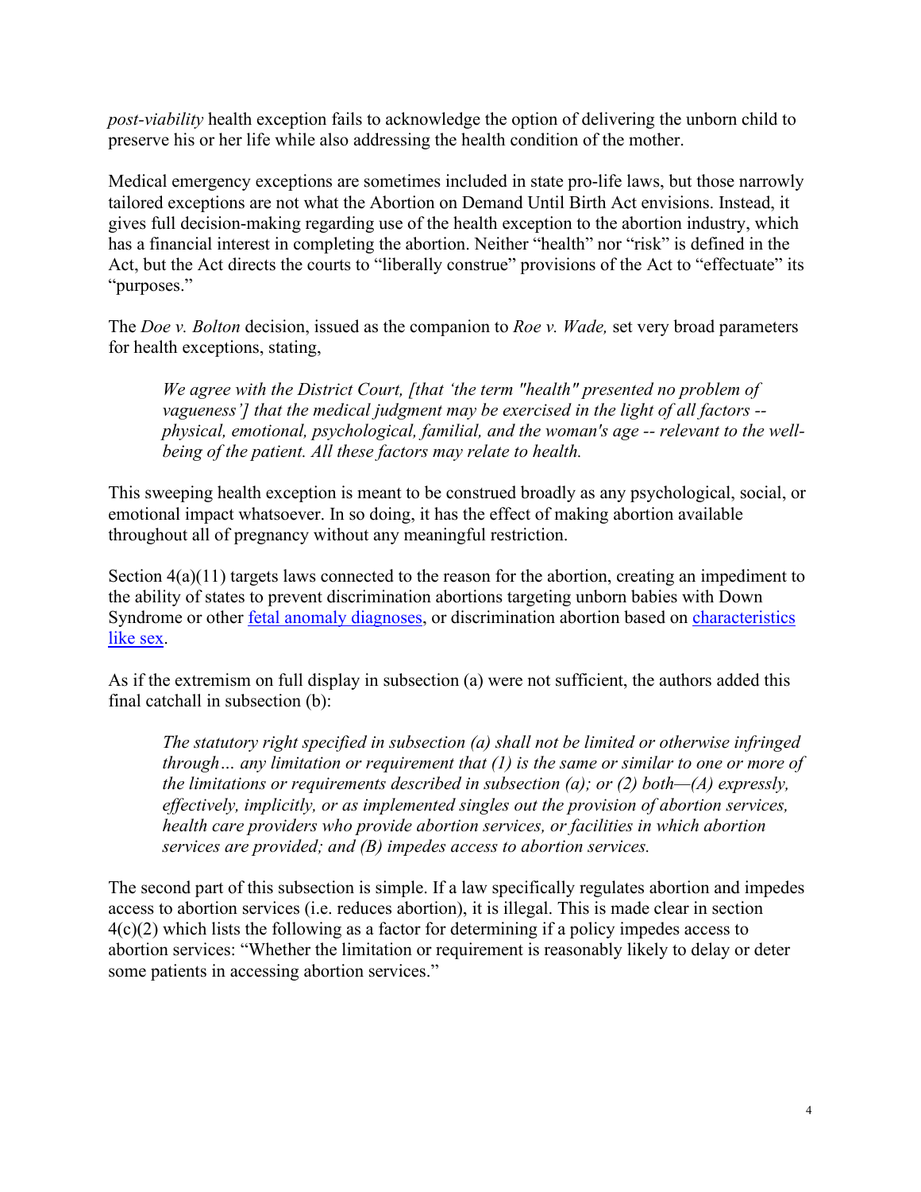*post-viability* health exception fails to acknowledge the option of delivering the unborn child to preserve his or her life while also addressing the health condition of the mother.

Medical emergency exceptions are sometimes included in state pro-life laws, but those narrowly tailored exceptions are not what the Abortion on Demand Until Birth Act envisions. Instead, it gives full decision-making regarding use of the health exception to the abortion industry, which has a financial interest in completing the abortion. Neither "health" nor "risk" is defined in the Act, but the Act directs the courts to "liberally construe" provisions of the Act to "effectuate" its "purposes."

The *Doe v. Bolton* decision, issued as the companion to *Roe v. Wade,* set very broad parameters for health exceptions, stating,

> *We agree with the District Court, [that 'the term "health" presented no problem of vagueness'] that the medical judgment may be exercised in the light of all factors -- physical, emotional, psychological, familial, and the woman's age -- relevant to the well-being of the patient. All these factors may relate to health.*

This sweeping health exception is meant to be construed broadly as any psychological, social, or emotional impact whatsoever. In so doing, it has the effect of making abortion available throughout all of pregnancy without any meaningful restriction.

Section 4(a)(11) targets laws connected to the reason for the abortion, creating an impediment to the ability of states to prevent discrimination abortions targeting unborn babies with Down Syndrome or other fetal anomaly diagnoses, or discrimination abortion based on characteristics like sex.

As if the extremism on full display in subsection (a) were not sufficient, the authors added this final catchall in subsection (b):

> *The statutory right specified in subsection (a) shall not be limited or otherwise infringed through… any limitation or requirement that (1) is the same or similar to one or more of the limitations or requirements described in subsection (a); or (2) both—(A) expressly, effectively, implicitly, or as implemented singles out the provision of abortion services, health care providers who provide abortion services, or facilities in which abortion services are provided; and (B) impedes access to abortion services.*

The second part of this subsection is simple. If a law specifically regulates abortion and impedes access to abortion services (i.e. reduces abortion), it is illegal. This is made clear in section 4(c)(2) which lists the following as a factor for determining if a policy impedes access to abortion services: "Whether the limitation or requirement is reasonably likely to delay or deter some patients in accessing abortion services."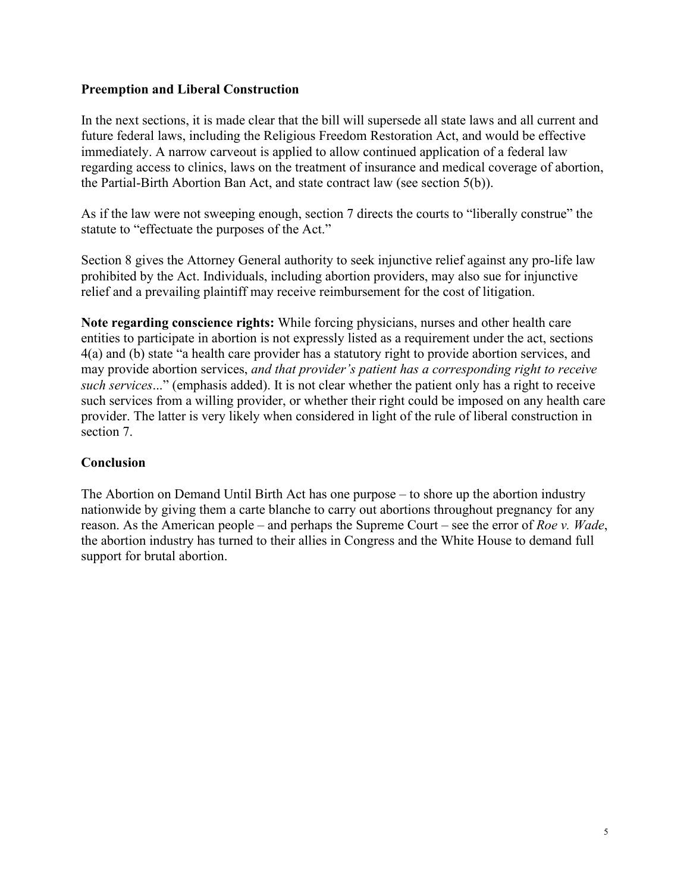**Preemption and Liberal Construction**

In the next sections, it is made clear that the bill will supersede all state laws and all current and future federal laws, including the Religious Freedom Restoration Act, and would be effective immediately. A narrow carveout is applied to allow continued application of a federal law regarding access to clinics, laws on the treatment of insurance and medical coverage of abortion, the Partial-Birth Abortion Ban Act, and state contract law (see section 5(b)).

As if the law were not sweeping enough, section 7 directs the courts to "liberally construe" the statute to "effectuate the purposes of the Act."

Section 8 gives the Attorney General authority to seek injunctive relief against any pro-life law prohibited by the Act. Individuals, including abortion providers, may also sue for injunctive relief and a prevailing plaintiff may receive reimbursement for the cost of litigation.

**Note regarding conscience rights:** While forcing physicians, nurses and other health care entities to participate in abortion is not expressly listed as a requirement under the act, sections 4(a) and (b) state "a health care provider has a statutory right to provide abortion services, and may provide abortion services, *and that provider's patient has a corresponding right to receive such services*..." (emphasis added). It is not clear whether the patient only has a right to receive such services from a willing provider, or whether their right could be imposed on any health care provider. The latter is very likely when considered in light of the rule of liberal construction in section 7.

**Conclusion**

The Abortion on Demand Until Birth Act has one purpose – to shore up the abortion industry nationwide by giving them a carte blanche to carry out abortions throughout pregnancy for any reason. As the American people – and perhaps the Supreme Court – see the error of *Roe v. Wade*, the abortion industry has turned to their allies in Congress and the White House to demand full support for brutal abortion.